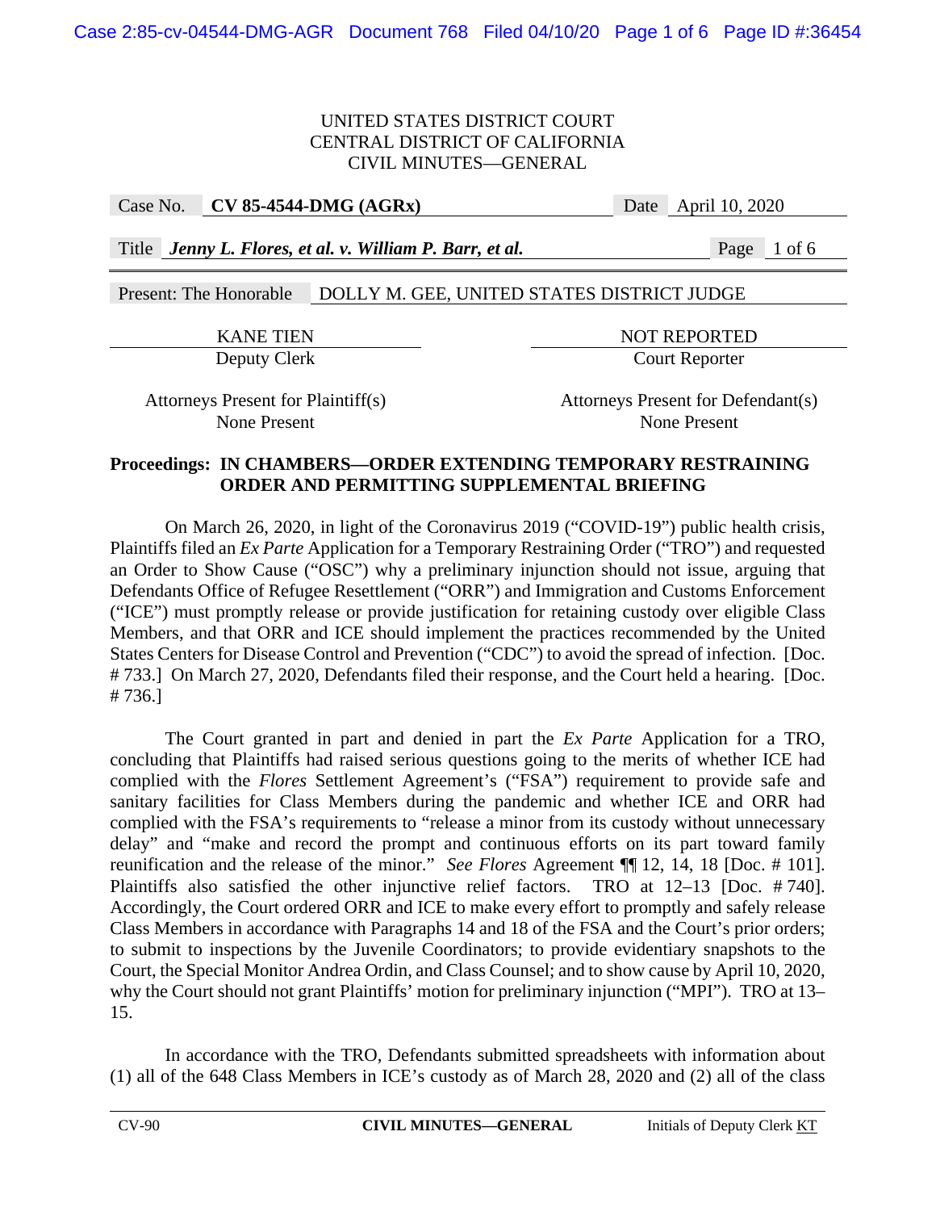UNITED STATES DISTRICT COURT
CENTRAL DISTRICT OF CALIFORNIA
CIVIL MINUTES—GENERAL

| | | | |
|---|---|---|---|
| Case No. | **CV 85-4544-DMG (AGRx)** | Date | April 10, 2020 |
| Title | ***Jenny L. Flores, et al. v. William P. Barr, et al.*** | | |

Present: The Honorable DOLLY M. GEE, UNITED STATES DISTRICT JUDGE

| | |
|---|---|
| KANE TIEN | NOT REPORTED |
| Deputy Clerk | Court Reporter |
| Attorneys Present for Plaintiff(s) | Attorneys Present for Defendant(s) |
| None Present | None Present |

**Proceedings: IN CHAMBERS—ORDER EXTENDING TEMPORARY RESTRAINING ORDER AND PERMITTING SUPPLEMENTAL BRIEFING**

On March 26, 2020, in light of the Coronavirus 2019 ("COVID-19") public health crisis, Plaintiffs filed an *Ex Parte* Application for a Temporary Restraining Order ("TRO") and requested an Order to Show Cause ("OSC") why a preliminary injunction should not issue, arguing that Defendants Office of Refugee Resettlement ("ORR") and Immigration and Customs Enforcement ("ICE") must promptly release or provide justification for retaining custody over eligible Class Members, and that ORR and ICE should implement the practices recommended by the United States Centers for Disease Control and Prevention ("CDC") to avoid the spread of infection. [Doc. # 733.] On March 27, 2020, Defendants filed their response, and the Court held a hearing. [Doc. # 736.]

The Court granted in part and denied in part the *Ex Parte* Application for a TRO, concluding that Plaintiffs had raised serious questions going to the merits of whether ICE had complied with the *Flores* Settlement Agreement's ("FSA") requirement to provide safe and sanitary facilities for Class Members during the pandemic and whether ICE and ORR had complied with the FSA's requirements to "release a minor from its custody without unnecessary delay" and "make and record the prompt and continuous efforts on its part toward family reunification and the release of the minor." *See Flores* Agreement ¶¶ 12, 14, 18 [Doc. # 101]. Plaintiffs also satisfied the other injunctive relief factors. TRO at 12–13 [Doc. # 740]. Accordingly, the Court ordered ORR and ICE to make every effort to promptly and safely release Class Members in accordance with Paragraphs 14 and 18 of the FSA and the Court's prior orders; to submit to inspections by the Juvenile Coordinators; to provide evidentiary snapshots to the Court, the Special Monitor Andrea Ordin, and Class Counsel; and to show cause by April 10, 2020, why the Court should not grant Plaintiffs' motion for preliminary injunction ("MPI"). TRO at 13–15.

In accordance with the TRO, Defendants submitted spreadsheets with information about (1) all of the 648 Class Members in ICE's custody as of March 28, 2020 and (2) all of the class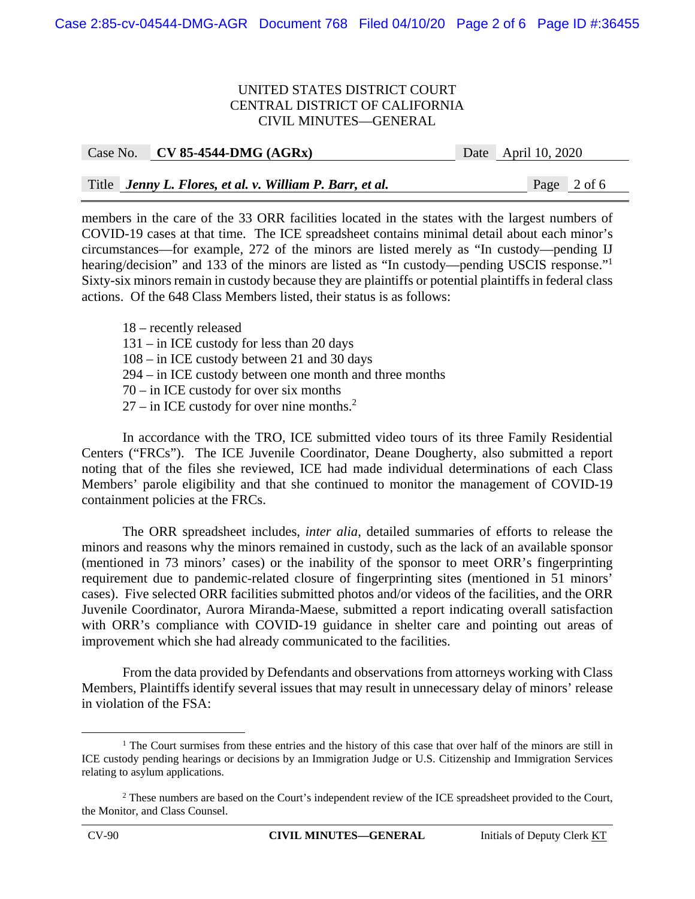members in the care of the 33 ORR facilities located in the states with the largest numbers of COVID-19 cases at that time. The ICE spreadsheet contains minimal detail about each minor's circumstances—for example, 272 of the minors are listed merely as "In custody—pending IJ hearing/decision" and 133 of the minors are listed as "In custody—pending USCIS response."[1] Sixty-six minors remain in custody because they are plaintiffs or potential plaintiffs in federal class actions. Of the 648 Class Members listed, their status is as follows:

18 – recently released
131 – in ICE custody for less than 20 days
108 – in ICE custody between 21 and 30 days
294 – in ICE custody between one month and three months
70 – in ICE custody for over six months
27 – in ICE custody for over nine months.[2]

In accordance with the TRO, ICE submitted video tours of its three Family Residential Centers ("FRCs"). The ICE Juvenile Coordinator, Deane Dougherty, also submitted a report noting that of the files she reviewed, ICE had made individual determinations of each Class Members' parole eligibility and that she continued to monitor the management of COVID-19 containment policies at the FRCs.

The ORR spreadsheet includes, *inter alia*, detailed summaries of efforts to release the minors and reasons why the minors remained in custody, such as the lack of an available sponsor (mentioned in 73 minors' cases) or the inability of the sponsor to meet ORR's fingerprinting requirement due to pandemic-related closure of fingerprinting sites (mentioned in 51 minors' cases). Five selected ORR facilities submitted photos and/or videos of the facilities, and the ORR Juvenile Coordinator, Aurora Miranda-Maese, submitted a report indicating overall satisfaction with ORR's compliance with COVID-19 guidance in shelter care and pointing out areas of improvement which she had already communicated to the facilities.

From the data provided by Defendants and observations from attorneys working with Class Members, Plaintiffs identify several issues that may result in unnecessary delay of minors' release in violation of the FSA:

---

[1] The Court surmises from these entries and the history of this case that over half of the minors are still in ICE custody pending hearings or decisions by an Immigration Judge or U.S. Citizenship and Immigration Services relating to asylum applications.

[2] These numbers are based on the Court's independent review of the ICE spreadsheet provided to the Court, the Monitor, and Class Counsel.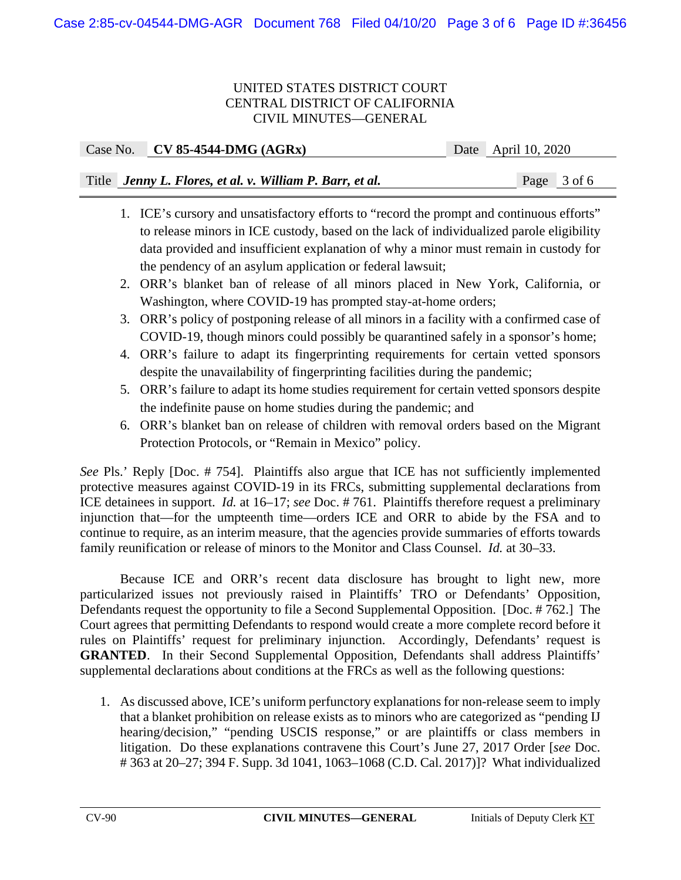1. ICE's cursory and unsatisfactory efforts to "record the prompt and continuous efforts" to release minors in ICE custody, based on the lack of individualized parole eligibility data provided and insufficient explanation of why a minor must remain in custody for the pendency of an asylum application or federal lawsuit;
2. ORR's blanket ban of release of all minors placed in New York, California, or Washington, where COVID-19 has prompted stay-at-home orders;
3. ORR's policy of postponing release of all minors in a facility with a confirmed case of COVID-19, though minors could possibly be quarantined safely in a sponsor's home;
4. ORR's failure to adapt its fingerprinting requirements for certain vetted sponsors despite the unavailability of fingerprinting facilities during the pandemic;
5. ORR's failure to adapt its home studies requirement for certain vetted sponsors despite the indefinite pause on home studies during the pandemic; and
6. ORR's blanket ban on release of children with removal orders based on the Migrant Protection Protocols, or "Remain in Mexico" policy.

*See* Pls.' Reply [Doc. # 754]. Plaintiffs also argue that ICE has not sufficiently implemented protective measures against COVID-19 in its FRCs, submitting supplemental declarations from ICE detainees in support. *Id.* at 16–17; *see* Doc. # 761. Plaintiffs therefore request a preliminary injunction that—for the umpteenth time—orders ICE and ORR to abide by the FSA and to continue to require, as an interim measure, that the agencies provide summaries of efforts towards family reunification or release of minors to the Monitor and Class Counsel. *Id.* at 30–33.

Because ICE and ORR's recent data disclosure has brought to light new, more particularized issues not previously raised in Plaintiffs' TRO or Defendants' Opposition, Defendants request the opportunity to file a Second Supplemental Opposition. [Doc. # 762.] The Court agrees that permitting Defendants to respond would create a more complete record before it rules on Plaintiffs' request for preliminary injunction. Accordingly, Defendants' request is **GRANTED**. In their Second Supplemental Opposition, Defendants shall address Plaintiffs' supplemental declarations about conditions at the FRCs as well as the following questions:

1. As discussed above, ICE's uniform perfunctory explanations for non-release seem to imply that a blanket prohibition on release exists as to minors who are categorized as "pending IJ hearing/decision," "pending USCIS response," or are plaintiffs or class members in litigation. Do these explanations contravene this Court's June 27, 2017 Order [*see* Doc. # 363 at 20–27; 394 F. Supp. 3d 1041, 1063–1068 (C.D. Cal. 2017)]? What individualized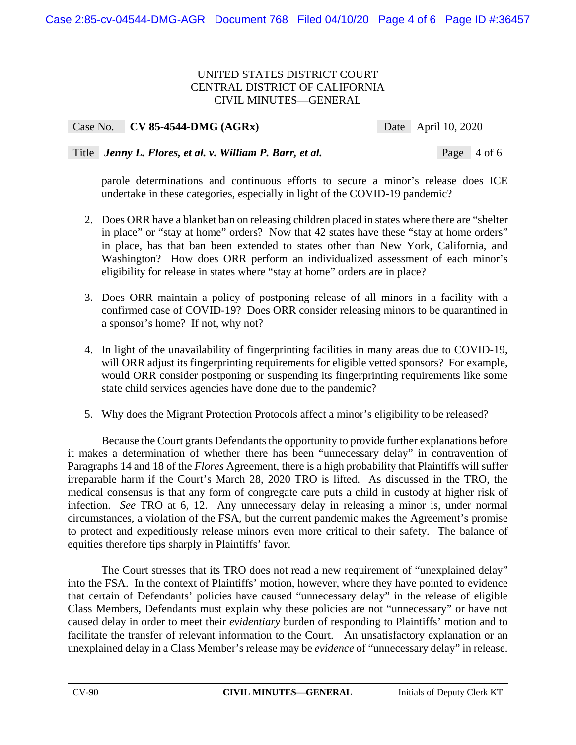parole determinations and continuous efforts to secure a minor's release does ICE undertake in these categories, especially in light of the COVID-19 pandemic?

2. Does ORR have a blanket ban on releasing children placed in states where there are "shelter in place" or "stay at home" orders? Now that 42 states have these "stay at home orders" in place, has that ban been extended to states other than New York, California, and Washington? How does ORR perform an individualized assessment of each minor's eligibility for release in states where "stay at home" orders are in place?

3. Does ORR maintain a policy of postponing release of all minors in a facility with a confirmed case of COVID-19? Does ORR consider releasing minors to be quarantined in a sponsor's home? If not, why not?

4. In light of the unavailability of fingerprinting facilities in many areas due to COVID-19, will ORR adjust its fingerprinting requirements for eligible vetted sponsors? For example, would ORR consider postponing or suspending its fingerprinting requirements like some state child services agencies have done due to the pandemic?

5. Why does the Migrant Protection Protocols affect a minor's eligibility to be released?

Because the Court grants Defendants the opportunity to provide further explanations before it makes a determination of whether there has been "unnecessary delay" in contravention of Paragraphs 14 and 18 of the *Flores* Agreement, there is a high probability that Plaintiffs will suffer irreparable harm if the Court's March 28, 2020 TRO is lifted. As discussed in the TRO, the medical consensus is that any form of congregate care puts a child in custody at higher risk of infection. *See* TRO at 6, 12. Any unnecessary delay in releasing a minor is, under normal circumstances, a violation of the FSA, but the current pandemic makes the Agreement's promise to protect and expeditiously release minors even more critical to their safety. The balance of equities therefore tips sharply in Plaintiffs' favor.

The Court stresses that its TRO does not read a new requirement of "unexplained delay" into the FSA. In the context of Plaintiffs' motion, however, where they have pointed to evidence that certain of Defendants' policies have caused "unnecessary delay" in the release of eligible Class Members, Defendants must explain why these policies are not "unnecessary" or have not caused delay in order to meet their *evidentiary* burden of responding to Plaintiffs' motion and to facilitate the transfer of relevant information to the Court. An unsatisfactory explanation or an unexplained delay in a Class Member's release may be *evidence* of "unnecessary delay" in release.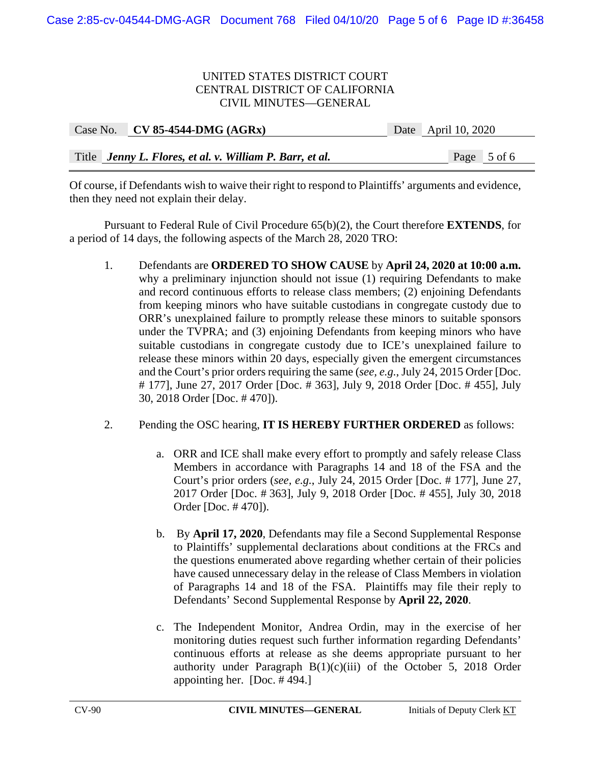Of course, if Defendants wish to waive their right to respond to Plaintiffs' arguments and evidence, then they need not explain their delay.

Pursuant to Federal Rule of Civil Procedure 65(b)(2), the Court therefore **EXTENDS**, for a period of 14 days, the following aspects of the March 28, 2020 TRO:

1. Defendants are **ORDERED TO SHOW CAUSE** by **April 24, 2020 at 10:00 a.m.** why a preliminary injunction should not issue (1) requiring Defendants to make and record continuous efforts to release class members; (2) enjoining Defendants from keeping minors who have suitable custodians in congregate custody due to ORR's unexplained failure to promptly release these minors to suitable sponsors under the TVPRA; and (3) enjoining Defendants from keeping minors who have suitable custodians in congregate custody due to ICE's unexplained failure to release these minors within 20 days, especially given the emergent circumstances and the Court's prior orders requiring the same (*see, e.g.*, July 24, 2015 Order [Doc. # 177], June 27, 2017 Order [Doc. # 363], July 9, 2018 Order [Doc. # 455], July 30, 2018 Order [Doc. # 470]).

2. Pending the OSC hearing, **IT IS HEREBY FURTHER ORDERED** as follows:

   a. ORR and ICE shall make every effort to promptly and safely release Class Members in accordance with Paragraphs 14 and 18 of the FSA and the Court's prior orders (*see, e.g.*, July 24, 2015 Order [Doc. # 177], June 27, 2017 Order [Doc. # 363], July 9, 2018 Order [Doc. # 455], July 30, 2018 Order [Doc. # 470]).

   b. By **April 17, 2020**, Defendants may file a Second Supplemental Response to Plaintiffs' supplemental declarations about conditions at the FRCs and the questions enumerated above regarding whether certain of their policies have caused unnecessary delay in the release of Class Members in violation of Paragraphs 14 and 18 of the FSA. Plaintiffs may file their reply to Defendants' Second Supplemental Response by **April 22, 2020**.

   c. The Independent Monitor, Andrea Ordin, may in the exercise of her monitoring duties request such further information regarding Defendants' continuous efforts at release as she deems appropriate pursuant to her authority under Paragraph B(1)(c)(iii) of the October 5, 2018 Order appointing her. [Doc. # 494.]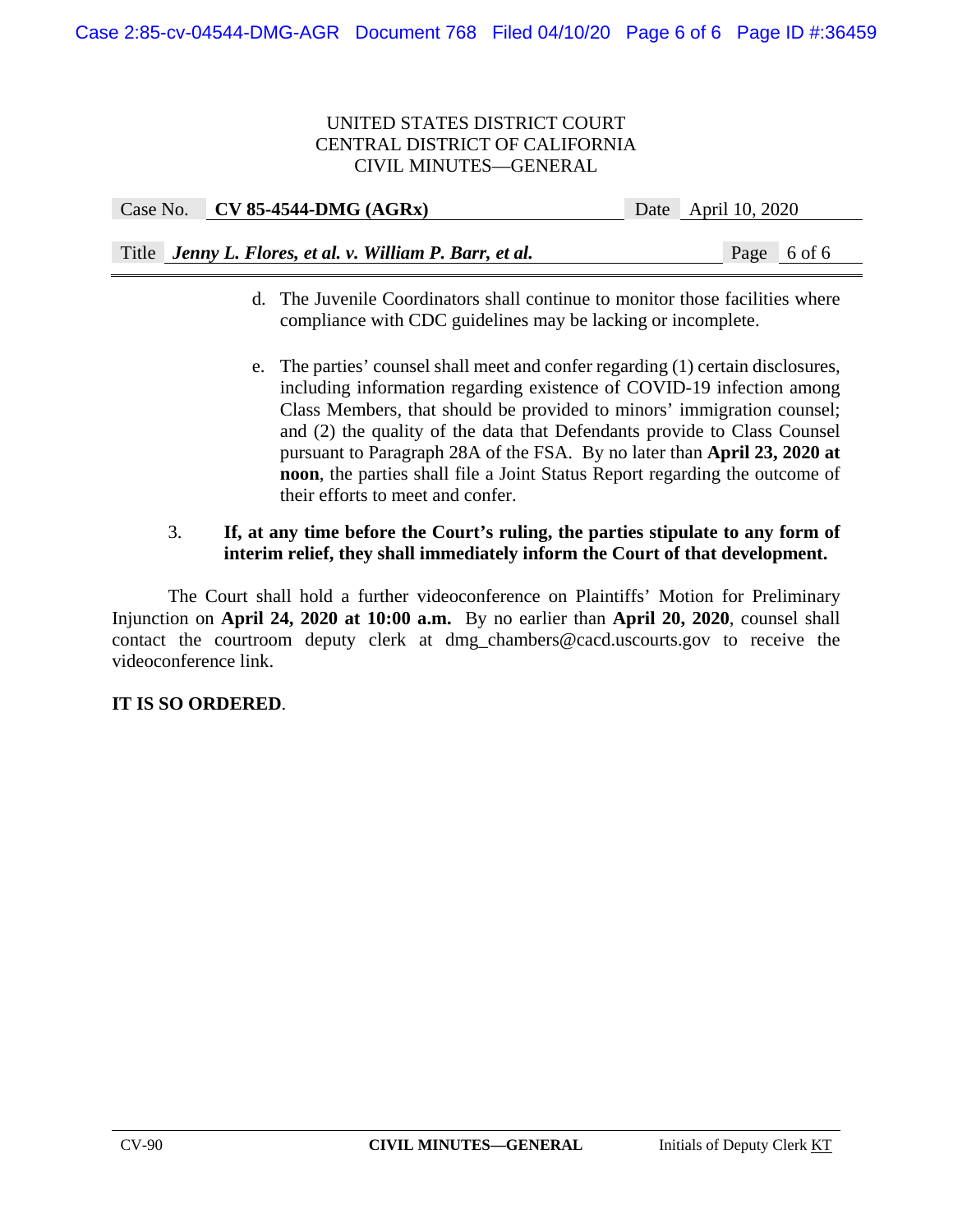d. The Juvenile Coordinators shall continue to monitor those facilities where compliance with CDC guidelines may be lacking or incomplete.

e. The parties' counsel shall meet and confer regarding (1) certain disclosures, including information regarding existence of COVID-19 infection among Class Members, that should be provided to minors' immigration counsel; and (2) the quality of the data that Defendants provide to Class Counsel pursuant to Paragraph 28A of the FSA. By no later than **April 23, 2020 at noon**, the parties shall file a Joint Status Report regarding the outcome of their efforts to meet and confer.

3. **If, at any time before the Court's ruling, the parties stipulate to any form of interim relief, they shall immediately inform the Court of that development.**

The Court shall hold a further videoconference on Plaintiffs' Motion for Preliminary Injunction on **April 24, 2020 at 10:00 a.m.** By no earlier than **April 20, 2020**, counsel shall contact the courtroom deputy clerk at dmg_chambers@cacd.uscourts.gov to receive the videoconference link.

**IT IS SO ORDERED**.